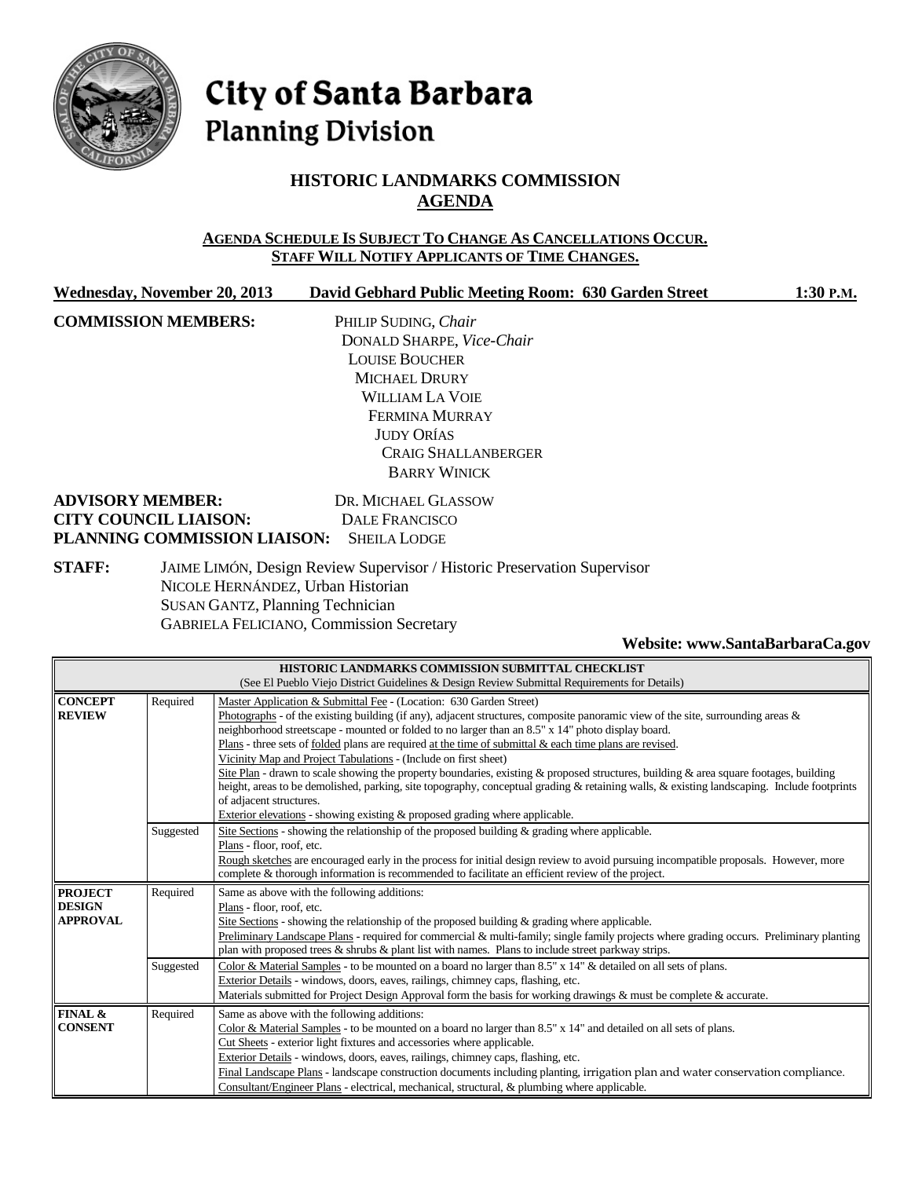# City of Santa Barbara
## Planning Division

## HISTORIC LANDMARKS COMMISSION
## AGENDA

**AGENDA SCHEDULE IS SUBJECT TO CHANGE AS CANCELLATIONS OCCUR.**
**STAFF WILL NOTIFY APPLICANTS OF TIME CHANGES.**

**Wednesday, November 20, 2013 David Gebhard Public Meeting Room: 630 Garden Street 1:30 P.M.**

**COMMISSION MEMBERS:**
PHILIP SUDING, *Chair*
DONALD SHARPE, *Vice-Chair*
LOUISE BOUCHER
MICHAEL DRURY
WILLIAM LA VOIE
FERMINA MURRAY
JUDY ORÍAS
CRAIG SHALLANBERGER
BARRY WINICK

**ADVISORY MEMBER:** DR. MICHAEL GLASSOW
**CITY COUNCIL LIAISON:** DALE FRANCISCO
**PLANNING COMMISSION LIAISON:** SHEILA LODGE

**STAFF:**
JAIME LIMÓN, Design Review Supervisor / Historic Preservation Supervisor
NICOLE HERNÁNDEZ, Urban Historian
SUSAN GANTZ, Planning Technician
GABRIELA FELICIANO, Commission Secretary

**Website: www.SantaBarbaraCa.gov**

| HISTORIC LANDMARKS COMMISSION SUBMITTAL CHECKLIST (See El Pueblo Viejo District Guidelines & Design Review Submittal Requirements for Details) | | |
|---|---|---|
| **CONCEPT REVIEW** | Required | Master Application & Submittal Fee - (Location: 630 Garden Street)<br>Photographs - of the existing building (if any), adjacent structures, composite panoramic view of the site, surrounding areas & neighborhood streetscape - mounted or folded to no larger than an 8.5" x 14" photo display board.<br>Plans - three sets of folded plans are required at the time of submittal & each time plans are revised.<br>Vicinity Map and Project Tabulations - (Include on first sheet)<br>Site Plan - drawn to scale showing the property boundaries, existing & proposed structures, building & area square footages, building height, areas to be demolished, parking, site topography, conceptual grading & retaining walls, & existing landscaping. Include footprints of adjacent structures.<br>Exterior elevations - showing existing & proposed grading where applicable. |
| | Suggested | Site Sections - showing the relationship of the proposed building & grading where applicable.<br>Plans - floor, roof, etc.<br>Rough sketches are encouraged early in the process for initial design review to avoid pursuing incompatible proposals. However, more complete & thorough information is recommended to facilitate an efficient review of the project. |
| **PROJECT DESIGN APPROVAL** | Required | Same as above with the following additions:<br>Plans - floor, roof, etc.<br>Site Sections - showing the relationship of the proposed building & grading where applicable.<br>Preliminary Landscape Plans - required for commercial & multi-family; single family projects where grading occurs. Preliminary planting plan with proposed trees & shrubs & plant list with names. Plans to include street parkway strips. |
| | Suggested | Color & Material Samples - to be mounted on a board no larger than 8.5" x 14" & detailed on all sets of plans.<br>Exterior Details - windows, doors, eaves, railings, chimney caps, flashing, etc.<br>Materials submitted for Project Design Approval form the basis for working drawings & must be complete & accurate. |
| **FINAL & CONSENT** | Required | Same as above with the following additions:<br>Color & Material Samples - to be mounted on a board no larger than 8.5" x 14" and detailed on all sets of plans.<br>Cut Sheets - exterior light fixtures and accessories where applicable.<br>Exterior Details - windows, doors, eaves, railings, chimney caps, flashing, etc.<br>Final Landscape Plans - landscape construction documents including planting, irrigation plan and water conservation compliance.<br>Consultant/Engineer Plans - electrical, mechanical, structural, & plumbing where applicable. |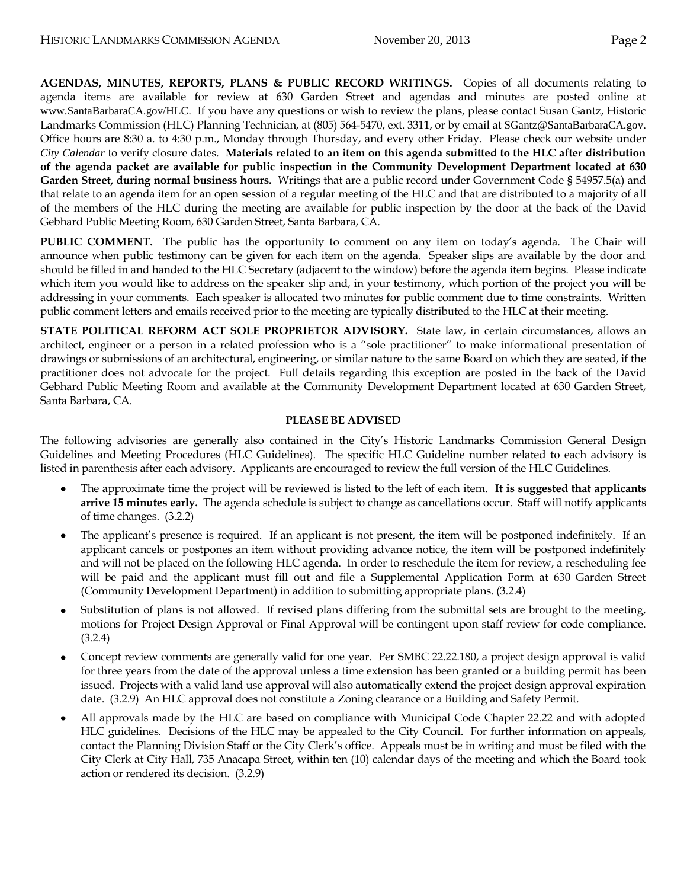**AGENDAS, MINUTES, REPORTS, PLANS & PUBLIC RECORD WRITINGS.** Copies of all documents relating to agenda items are available for review at 630 Garden Street and agendas and minutes are posted online at www.SantaBarbaraCA.gov/HLC. If you have any questions or wish to review the plans, please contact Susan Gantz, Historic Landmarks Commission (HLC) Planning Technician, at (805) 564-5470, ext. 3311, or by email at SGantz@SantaBarbaraCA.gov. Office hours are 8:30 a. to 4:30 p.m., Monday through Thursday, and every other Friday. Please check our website under *City Calendar* to verify closure dates. **Materials related to an item on this agenda submitted to the HLC after distribution of the agenda packet are available for public inspection in the Community Development Department located at 630 Garden Street, during normal business hours.** Writings that are a public record under Government Code § 54957.5(a) and that relate to an agenda item for an open session of a regular meeting of the HLC and that are distributed to a majority of all of the members of the HLC during the meeting are available for public inspection by the door at the back of the David Gebhard Public Meeting Room, 630 Garden Street, Santa Barbara, CA.

**PUBLIC COMMENT.** The public has the opportunity to comment on any item on today's agenda. The Chair will announce when public testimony can be given for each item on the agenda. Speaker slips are available by the door and should be filled in and handed to the HLC Secretary (adjacent to the window) before the agenda item begins. Please indicate which item you would like to address on the speaker slip and, in your testimony, which portion of the project you will be addressing in your comments. Each speaker is allocated two minutes for public comment due to time constraints. Written public comment letters and emails received prior to the meeting are typically distributed to the HLC at their meeting.

**STATE POLITICAL REFORM ACT SOLE PROPRIETOR ADVISORY.** State law, in certain circumstances, allows an architect, engineer or a person in a related profession who is a "sole practitioner" to make informational presentation of drawings or submissions of an architectural, engineering, or similar nature to the same Board on which they are seated, if the practitioner does not advocate for the project. Full details regarding this exception are posted in the back of the David Gebhard Public Meeting Room and available at the Community Development Department located at 630 Garden Street, Santa Barbara, CA.

**PLEASE BE ADVISED**

The following advisories are generally also contained in the City's Historic Landmarks Commission General Design Guidelines and Meeting Procedures (HLC Guidelines). The specific HLC Guideline number related to each advisory is listed in parenthesis after each advisory. Applicants are encouraged to review the full version of the HLC Guidelines.

- The approximate time the project will be reviewed is listed to the left of each item. **It is suggested that applicants arrive 15 minutes early.** The agenda schedule is subject to change as cancellations occur. Staff will notify applicants of time changes. (3.2.2)
- The applicant's presence is required. If an applicant is not present, the item will be postponed indefinitely. If an applicant cancels or postpones an item without providing advance notice, the item will be postponed indefinitely and will not be placed on the following HLC agenda. In order to reschedule the item for review, a rescheduling fee will be paid and the applicant must fill out and file a Supplemental Application Form at 630 Garden Street (Community Development Department) in addition to submitting appropriate plans. (3.2.4)
- Substitution of plans is not allowed. If revised plans differing from the submittal sets are brought to the meeting, motions for Project Design Approval or Final Approval will be contingent upon staff review for code compliance. (3.2.4)
- Concept review comments are generally valid for one year. Per SMBC 22.22.180, a project design approval is valid for three years from the date of the approval unless a time extension has been granted or a building permit has been issued. Projects with a valid land use approval will also automatically extend the project design approval expiration date. (3.2.9) An HLC approval does not constitute a Zoning clearance or a Building and Safety Permit.
- All approvals made by the HLC are based on compliance with Municipal Code Chapter 22.22 and with adopted HLC guidelines. Decisions of the HLC may be appealed to the City Council. For further information on appeals, contact the Planning Division Staff or the City Clerk's office. Appeals must be in writing and must be filed with the City Clerk at City Hall, 735 Anacapa Street, within ten (10) calendar days of the meeting and which the Board took action or rendered its decision. (3.2.9)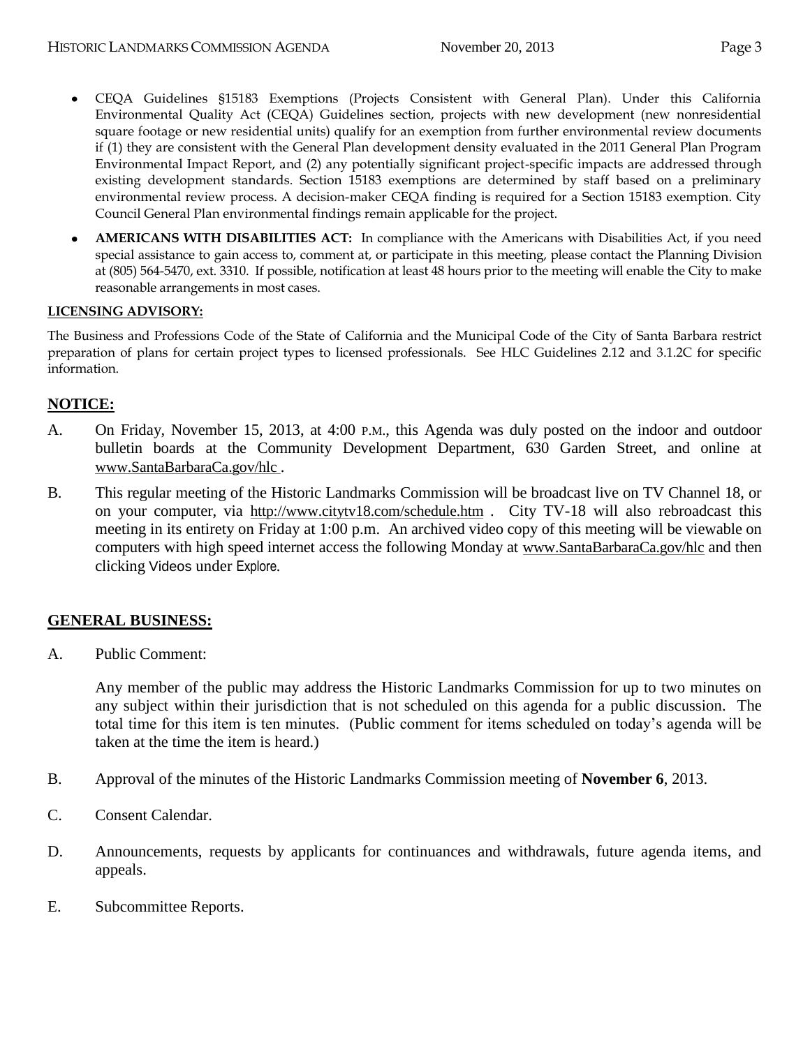- CEQA Guidelines §15183 Exemptions (Projects Consistent with General Plan). Under this California Environmental Quality Act (CEQA) Guidelines section, projects with new development (new nonresidential square footage or new residential units) qualify for an exemption from further environmental review documents if (1) they are consistent with the General Plan development density evaluated in the 2011 General Plan Program Environmental Impact Report, and (2) any potentially significant project-specific impacts are addressed through existing development standards. Section 15183 exemptions are determined by staff based on a preliminary environmental review process. A decision-maker CEQA finding is required for a Section 15183 exemption. City Council General Plan environmental findings remain applicable for the project.
- **AMERICANS WITH DISABILITIES ACT:** In compliance with the Americans with Disabilities Act, if you need special assistance to gain access to, comment at, or participate in this meeting, please contact the Planning Division at (805) 564-5470, ext. 3310. If possible, notification at least 48 hours prior to the meeting will enable the City to make reasonable arrangements in most cases.

**LICENSING ADVISORY:**

The Business and Professions Code of the State of California and the Municipal Code of the City of Santa Barbara restrict preparation of plans for certain project types to licensed professionals. See HLC Guidelines 2.12 and 3.1.2C for specific information.

## NOTICE:

A. On Friday, November 15, 2013, at 4:00 P.M., this Agenda was duly posted on the indoor and outdoor bulletin boards at the Community Development Department, 630 Garden Street, and online at www.SantaBarbaraCa.gov/hlc .

B. This regular meeting of the Historic Landmarks Commission will be broadcast live on TV Channel 18, or on your computer, via http://www.citytv18.com/schedule.htm . City TV-18 will also rebroadcast this meeting in its entirety on Friday at 1:00 p.m. An archived video copy of this meeting will be viewable on computers with high speed internet access the following Monday at www.SantaBarbaraCa.gov/hlc and then clicking Videos under Explore.

## GENERAL BUSINESS:

A. Public Comment:

Any member of the public may address the Historic Landmarks Commission for up to two minutes on any subject within their jurisdiction that is not scheduled on this agenda for a public discussion. The total time for this item is ten minutes. (Public comment for items scheduled on today's agenda will be taken at the time the item is heard.)

B. Approval of the minutes of the Historic Landmarks Commission meeting of **November 6**, 2013.

C. Consent Calendar.

D. Announcements, requests by applicants for continuances and withdrawals, future agenda items, and appeals.

E. Subcommittee Reports.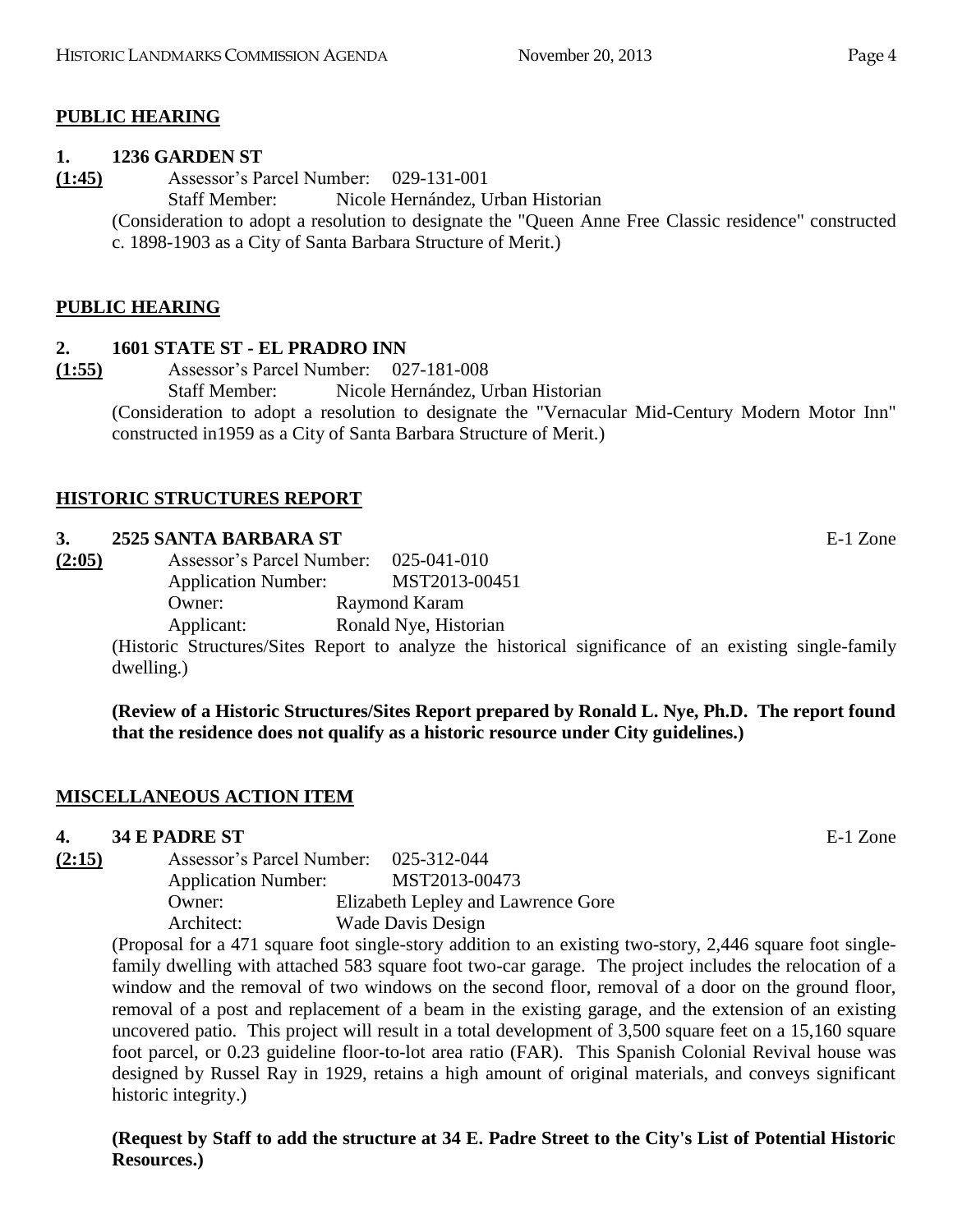## PUBLIC HEARING

**1. 1236 GARDEN ST**

**(1:45)** Assessor's Parcel Number: 029-131-001
Staff Member: Nicole Hernández, Urban Historian

(Consideration to adopt a resolution to designate the "Queen Anne Free Classic residence" constructed c. 1898-1903 as a City of Santa Barbara Structure of Merit.)

## PUBLIC HEARING

**2. 1601 STATE ST - EL PRADRO INN**

**(1:55)** Assessor's Parcel Number: 027-181-008
Staff Member: Nicole Hernández, Urban Historian

(Consideration to adopt a resolution to designate the "Vernacular Mid-Century Modern Motor Inn" constructed in1959 as a City of Santa Barbara Structure of Merit.)

## HISTORIC STRUCTURES REPORT

**3. 2525 SANTA BARBARA ST** E-1 Zone

**(2:05)** Assessor's Parcel Number: 025-041-010
Application Number: MST2013-00451
Owner: Raymond Karam
Applicant: Ronald Nye, Historian

(Historic Structures/Sites Report to analyze the historical significance of an existing single-family dwelling.)

**(Review of a Historic Structures/Sites Report prepared by Ronald L. Nye, Ph.D. The report found that the residence does not qualify as a historic resource under City guidelines.)**

## MISCELLANEOUS ACTION ITEM

**4. 34 E PADRE ST** E-1 Zone

**(2:15)** Assessor's Parcel Number: 025-312-044
Application Number: MST2013-00473
Owner: Elizabeth Lepley and Lawrence Gore
Architect: Wade Davis Design

(Proposal for a 471 square foot single-story addition to an existing two-story, 2,446 square foot single-family dwelling with attached 583 square foot two-car garage. The project includes the relocation of a window and the removal of two windows on the second floor, removal of a door on the ground floor, removal of a post and replacement of a beam in the existing garage, and the extension of an existing uncovered patio. This project will result in a total development of 3,500 square feet on a 15,160 square foot parcel, or 0.23 guideline floor-to-lot area ratio (FAR). This Spanish Colonial Revival house was designed by Russel Ray in 1929, retains a high amount of original materials, and conveys significant historic integrity.)

**(Request by Staff to add the structure at 34 E. Padre Street to the City's List of Potential Historic Resources.)**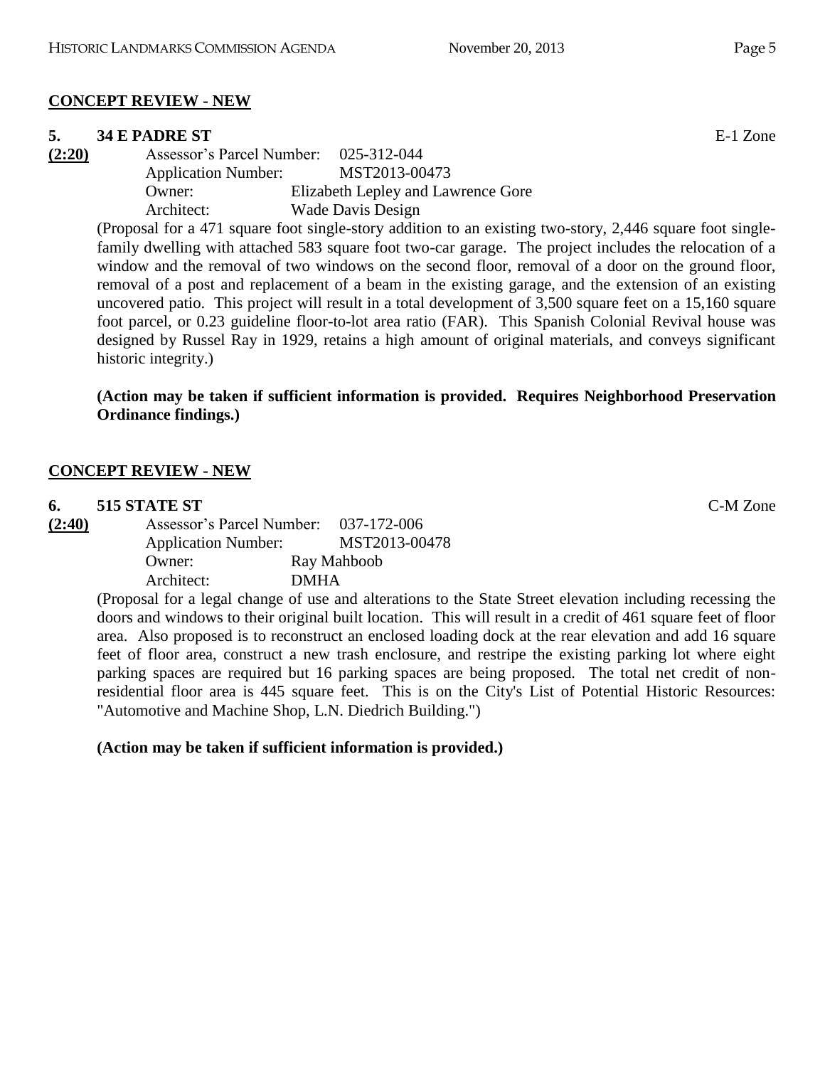## CONCEPT REVIEW - NEW

**5. 34 E PADRE ST** E-1 Zone

**(2:20)**

Assessor's Parcel Number: 025-312-044
Application Number: MST2013-00473
Owner: Elizabeth Lepley and Lawrence Gore
Architect: Wade Davis Design

(Proposal for a 471 square foot single-story addition to an existing two-story, 2,446 square foot single-family dwelling with attached 583 square foot two-car garage. The project includes the relocation of a window and the removal of two windows on the second floor, removal of a door on the ground floor, removal of a post and replacement of a beam in the existing garage, and the extension of an existing uncovered patio. This project will result in a total development of 3,500 square feet on a 15,160 square foot parcel, or 0.23 guideline floor-to-lot area ratio (FAR). This Spanish Colonial Revival house was designed by Russel Ray in 1929, retains a high amount of original materials, and conveys significant historic integrity.)

**(Action may be taken if sufficient information is provided. Requires Neighborhood Preservation Ordinance findings.)**

## CONCEPT REVIEW - NEW

**6. 515 STATE ST** C-M Zone

**(2:40)**

Assessor's Parcel Number: 037-172-006
Application Number: MST2013-00478
Owner: Ray Mahboob
Architect: DMHA

(Proposal for a legal change of use and alterations to the State Street elevation including recessing the doors and windows to their original built location. This will result in a credit of 461 square feet of floor area. Also proposed is to reconstruct an enclosed loading dock at the rear elevation and add 16 square feet of floor area, construct a new trash enclosure, and restripe the existing parking lot where eight parking spaces are required but 16 parking spaces are being proposed. The total net credit of non-residential floor area is 445 square feet. This is on the City's List of Potential Historic Resources: "Automotive and Machine Shop, L.N. Diedrich Building.")

**(Action may be taken if sufficient information is provided.)**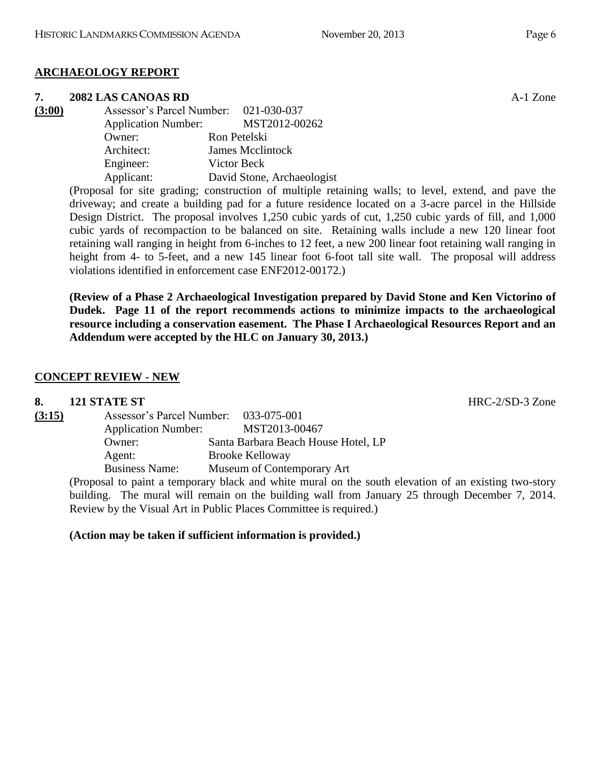## ARCHAEOLOGY REPORT

**7. 2082 LAS CANOAS RD** A-1 Zone

**(3:00)**

Assessor's Parcel Number: 021-030-037
Application Number: MST2012-00262
Owner: Ron Petelski
Architect: James Mcclintock
Engineer: Victor Beck
Applicant: David Stone, Archaeologist

(Proposal for site grading; construction of multiple retaining walls; to level, extend, and pave the driveway; and create a building pad for a future residence located on a 3-acre parcel in the Hillside Design District. The proposal involves 1,250 cubic yards of cut, 1,250 cubic yards of fill, and 1,000 cubic yards of recompaction to be balanced on site. Retaining walls include a new 120 linear foot retaining wall ranging in height from 6-inches to 12 feet, a new 200 linear foot retaining wall ranging in height from 4- to 5-feet, and a new 145 linear foot 6-foot tall site wall. The proposal will address violations identified in enforcement case ENF2012-00172.)

**(Review of a Phase 2 Archaeological Investigation prepared by David Stone and Ken Victorino of Dudek. Page 11 of the report recommends actions to minimize impacts to the archaeological resource including a conservation easement. The Phase I Archaeological Resources Report and an Addendum were accepted by the HLC on January 30, 2013.)**

## CONCEPT REVIEW - NEW

**8. 121 STATE ST** HRC-2/SD-3 Zone

**(3:15)**

Assessor's Parcel Number: 033-075-001
Application Number: MST2013-00467
Owner: Santa Barbara Beach House Hotel, LP
Agent: Brooke Kelloway
Business Name: Museum of Contemporary Art

(Proposal to paint a temporary black and white mural on the south elevation of an existing two-story building. The mural will remain on the building wall from January 25 through December 7, 2014. Review by the Visual Art in Public Places Committee is required.)

**(Action may be taken if sufficient information is provided.)**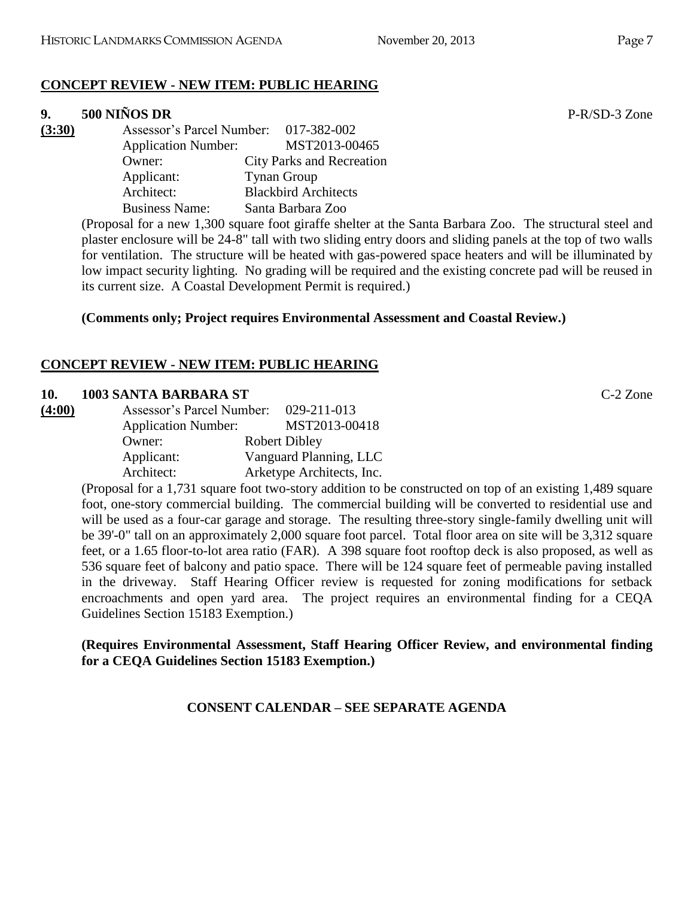**CONCEPT REVIEW - NEW ITEM: PUBLIC HEARING**

**9. 500 NIÑOS DR** P-R/SD-3 Zone

**(3:30)**

Assessor's Parcel Number: 017-382-002
Application Number: MST2013-00465
Owner: City Parks and Recreation
Applicant: Tynan Group
Architect: Blackbird Architects
Business Name: Santa Barbara Zoo

(Proposal for a new 1,300 square foot giraffe shelter at the Santa Barbara Zoo. The structural steel and plaster enclosure will be 24-8" tall with two sliding entry doors and sliding panels at the top of two walls for ventilation. The structure will be heated with gas-powered space heaters and will be illuminated by low impact security lighting. No grading will be required and the existing concrete pad will be reused in its current size. A Coastal Development Permit is required.)

**(Comments only; Project requires Environmental Assessment and Coastal Review.)**

**CONCEPT REVIEW - NEW ITEM: PUBLIC HEARING**

**10. 1003 SANTA BARBARA ST** C-2 Zone

**(4:00)**

Assessor's Parcel Number: 029-211-013
Application Number: MST2013-00418
Owner: Robert Dibley
Applicant: Vanguard Planning, LLC
Architect: Arketype Architects, Inc.

(Proposal for a 1,731 square foot two-story addition to be constructed on top of an existing 1,489 square foot, one-story commercial building. The commercial building will be converted to residential use and will be used as a four-car garage and storage. The resulting three-story single-family dwelling unit will be 39'-0" tall on an approximately 2,000 square foot parcel. Total floor area on site will be 3,312 square feet, or a 1.65 floor-to-lot area ratio (FAR). A 398 square foot rooftop deck is also proposed, as well as 536 square feet of balcony and patio space. There will be 124 square feet of permeable paving installed in the driveway. Staff Hearing Officer review is requested for zoning modifications for setback encroachments and open yard area. The project requires an environmental finding for a CEQA Guidelines Section 15183 Exemption.)

**(Requires Environmental Assessment, Staff Hearing Officer Review, and environmental finding for a CEQA Guidelines Section 15183 Exemption.)**

**CONSENT CALENDAR – SEE SEPARATE AGENDA**